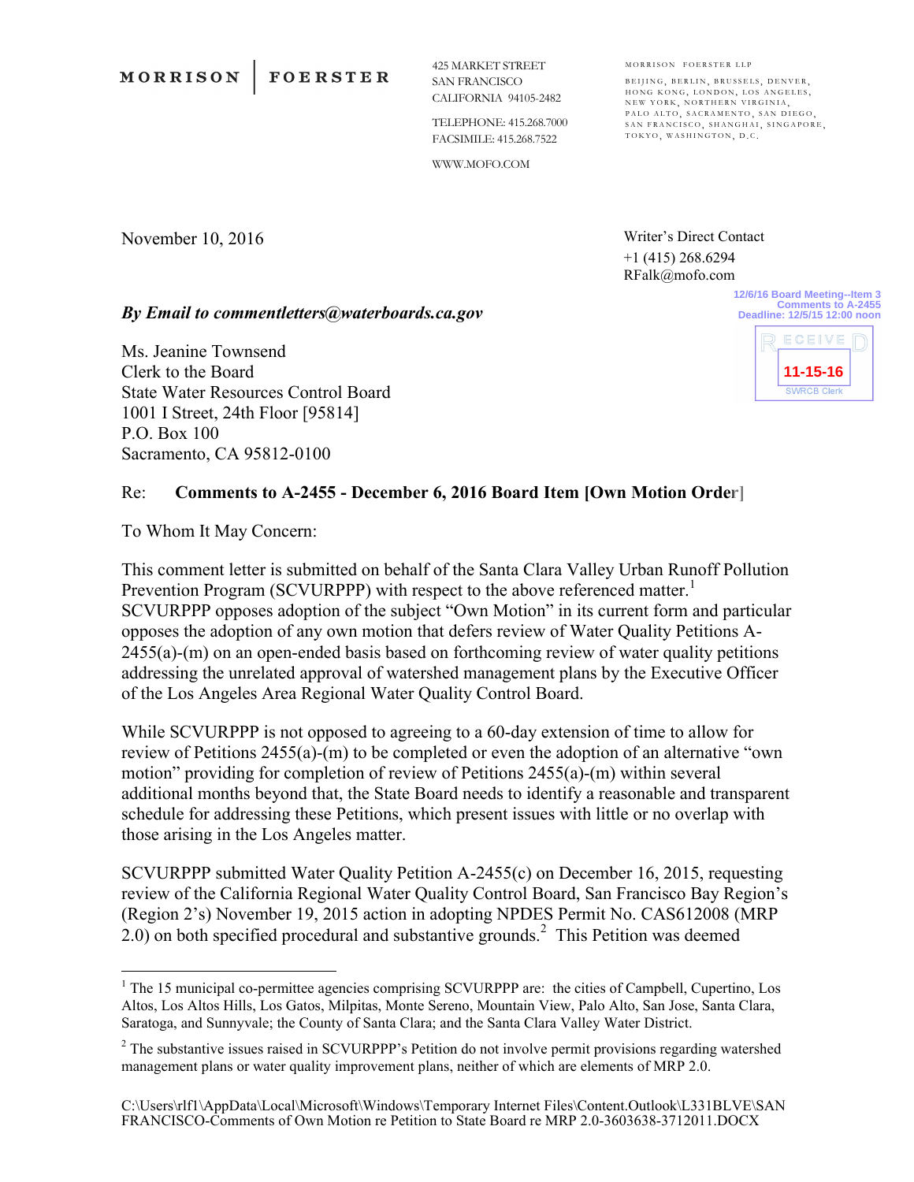MORRISON | FOERSTER

425 MARKET STREET
SAN FRANCISCO
CALIFORNIA 94105-2482

TELEPHONE: 415.268.7000
FACSIMILE: 415.268.7522

WWW.MOFO.COM

MORRISON FOERSTER LLP

BEIJING, BERLIN, BRUSSELS, DENVER, HONG KONG, LONDON, LOS ANGELES, NEW YORK, NORTHERN VIRGINIA, PALO ALTO, SACRAMENTO, SAN DIEGO, SAN FRANCISCO, SHANGHAI, SINGAPORE, TOKYO, WASHINGTON, D.C.

November 10, 2016

Writer's Direct Contact
+1 (415) 268.6294
RFalk@mofo.com

12/6/16 Board Meeting--Item 3
Comments to A-2455
Deadline: 12/5/15 12:00 noon

RECEIVED
11-15-16
SWRCB Clerk

*By Email to commentletters@waterboards.ca.gov*

Ms. Jeanine Townsend
Clerk to the Board
State Water Resources Control Board
1001 I Street, 24th Floor [95814]
P.O. Box 100
Sacramento, CA 95812-0100

Re: **Comments to A-2455 - December 6, 2016 Board Item [Own Motion Order]**

To Whom It May Concern:

This comment letter is submitted on behalf of the Santa Clara Valley Urban Runoff Pollution Prevention Program (SCVURPPP) with respect to the above referenced matter.[1] SCVURPPP opposes adoption of the subject "Own Motion" in its current form and particular opposes the adoption of any own motion that defers review of Water Quality Petitions A-2455(a)-(m) on an open-ended basis based on forthcoming review of water quality petitions addressing the unrelated approval of watershed management plans by the Executive Officer of the Los Angeles Area Regional Water Quality Control Board.

While SCVURPPP is not opposed to agreeing to a 60-day extension of time to allow for review of Petitions 2455(a)-(m) to be completed or even the adoption of an alternative "own motion" providing for completion of review of Petitions 2455(a)-(m) within several additional months beyond that, the State Board needs to identify a reasonable and transparent schedule for addressing these Petitions, which present issues with little or no overlap with those arising in the Los Angeles matter.

SCVURPPP submitted Water Quality Petition A-2455(c) on December 16, 2015, requesting review of the California Regional Water Quality Control Board, San Francisco Bay Region's (Region 2's) November 19, 2015 action in adopting NPDES Permit No. CAS612008 (MRP 2.0) on both specified procedural and substantive grounds.[2] This Petition was deemed

---

[1] The 15 municipal co-permittee agencies comprising SCVURPPP are: the cities of Campbell, Cupertino, Los Altos, Los Altos Hills, Los Gatos, Milpitas, Monte Sereno, Mountain View, Palo Alto, San Jose, Santa Clara, Saratoga, and Sunnyvale; the County of Santa Clara; and the Santa Clara Valley Water District.

[2] The substantive issues raised in SCVURPPP's Petition do not involve permit provisions regarding watershed management plans or water quality improvement plans, neither of which are elements of MRP 2.0.

C:\Users\rlf1\AppData\Local\Microsoft\Windows\Temporary Internet Files\Content.Outlook\L331BLVE\SAN FRANCISCO-Comments of Own Motion re Petition to State Board re MRP 2.0-3603638-3712011.DOCX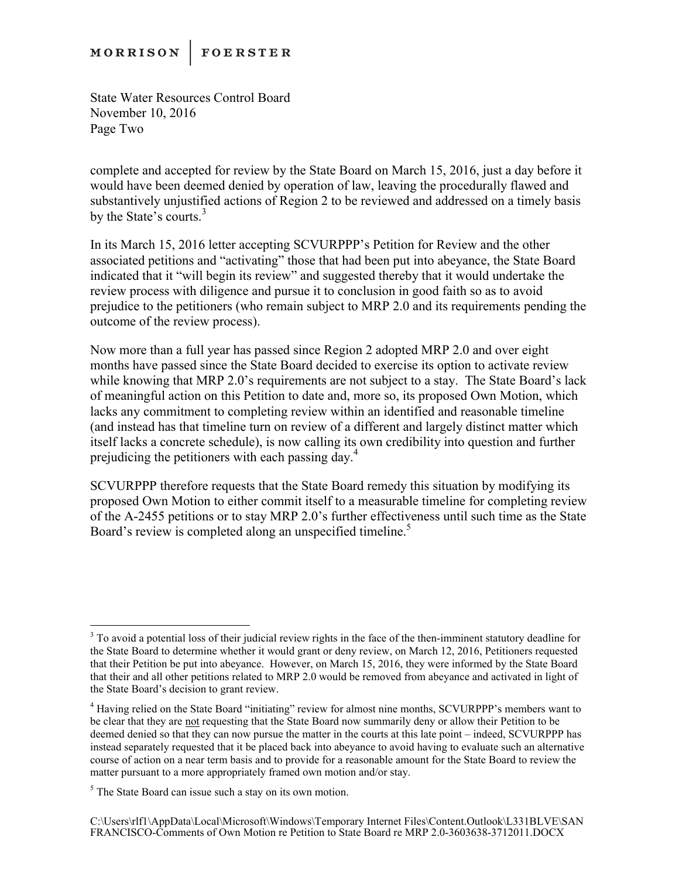complete and accepted for review by the State Board on March 15, 2016, just a day before it would have been deemed denied by operation of law, leaving the procedurally flawed and substantively unjustified actions of Region 2 to be reviewed and addressed on a timely basis by the State's courts.[3]

In its March 15, 2016 letter accepting SCVURPPP's Petition for Review and the other associated petitions and "activating" those that had been put into abeyance, the State Board indicated that it "will begin its review" and suggested thereby that it would undertake the review process with diligence and pursue it to conclusion in good faith so as to avoid prejudice to the petitioners (who remain subject to MRP 2.0 and its requirements pending the outcome of the review process).

Now more than a full year has passed since Region 2 adopted MRP 2.0 and over eight months have passed since the State Board decided to exercise its option to activate review while knowing that MRP 2.0's requirements are not subject to a stay. The State Board's lack of meaningful action on this Petition to date and, more so, its proposed Own Motion, which lacks any commitment to completing review within an identified and reasonable timeline (and instead has that timeline turn on review of a different and largely distinct matter which itself lacks a concrete schedule), is now calling its own credibility into question and further prejudicing the petitioners with each passing day.[4]

SCVURPPP therefore requests that the State Board remedy this situation by modifying its proposed Own Motion to either commit itself to a measurable timeline for completing review of the A-2455 petitions or to stay MRP 2.0's further effectiveness until such time as the State Board's review is completed along an unspecified timeline.[5]

---

[3] To avoid a potential loss of their judicial review rights in the face of the then-imminent statutory deadline for the State Board to determine whether it would grant or deny review, on March 12, 2016, Petitioners requested that their Petition be put into abeyance. However, on March 15, 2016, they were informed by the State Board that their and all other petitions related to MRP 2.0 would be removed from abeyance and activated in light of the State Board's decision to grant review.

[4] Having relied on the State Board "initiating" review for almost nine months, SCVURPPP's members want to be clear that they are not requesting that the State Board now summarily deny or allow their Petition to be deemed denied so that they can now pursue the matter in the courts at this late point – indeed, SCVURPPP has instead separately requested that it be placed back into abeyance to avoid having to evaluate such an alternative course of action on a near term basis and to provide for a reasonable amount for the State Board to review the matter pursuant to a more appropriately framed own motion and/or stay.

[5] The State Board can issue such a stay on its own motion.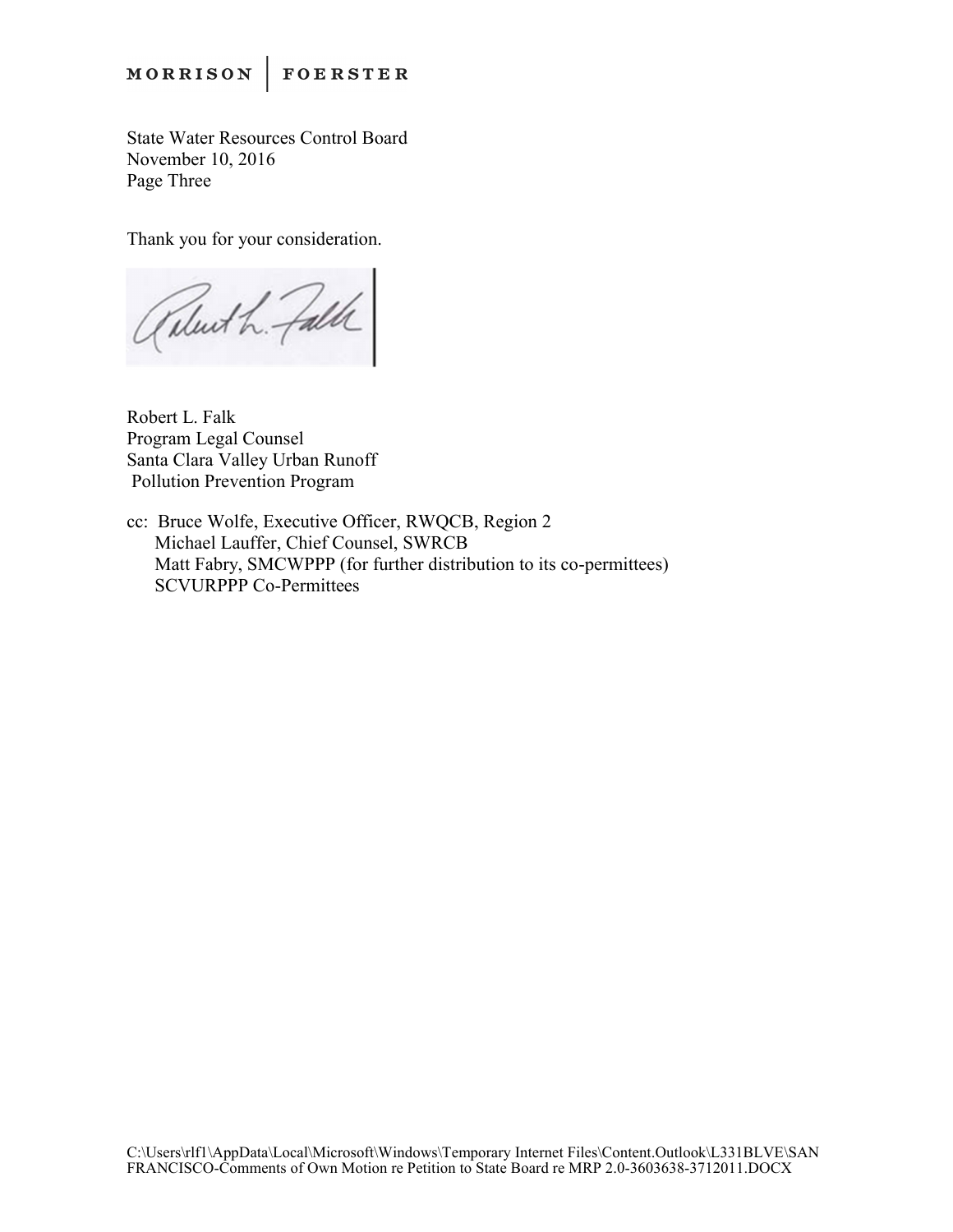Thank you for your consideration.

Robert L. Falk
Program Legal Counsel
Santa Clara Valley Urban Runoff
Pollution Prevention Program

cc: Bruce Wolfe, Executive Officer, RWQCB, Region 2
Michael Lauffer, Chief Counsel, SWRCB
Matt Fabry, SMCWPPP (for further distribution to its co-permittees)
SCVURPPP Co-Permittees

C:\Users\rlf1\AppData\Local\Microsoft\Windows\Temporary Internet Files\Content.Outlook\L331BLVE\SAN FRANCISCO-Comments of Own Motion re Petition to State Board re MRP 2.0-3603638-3712011.DOCX